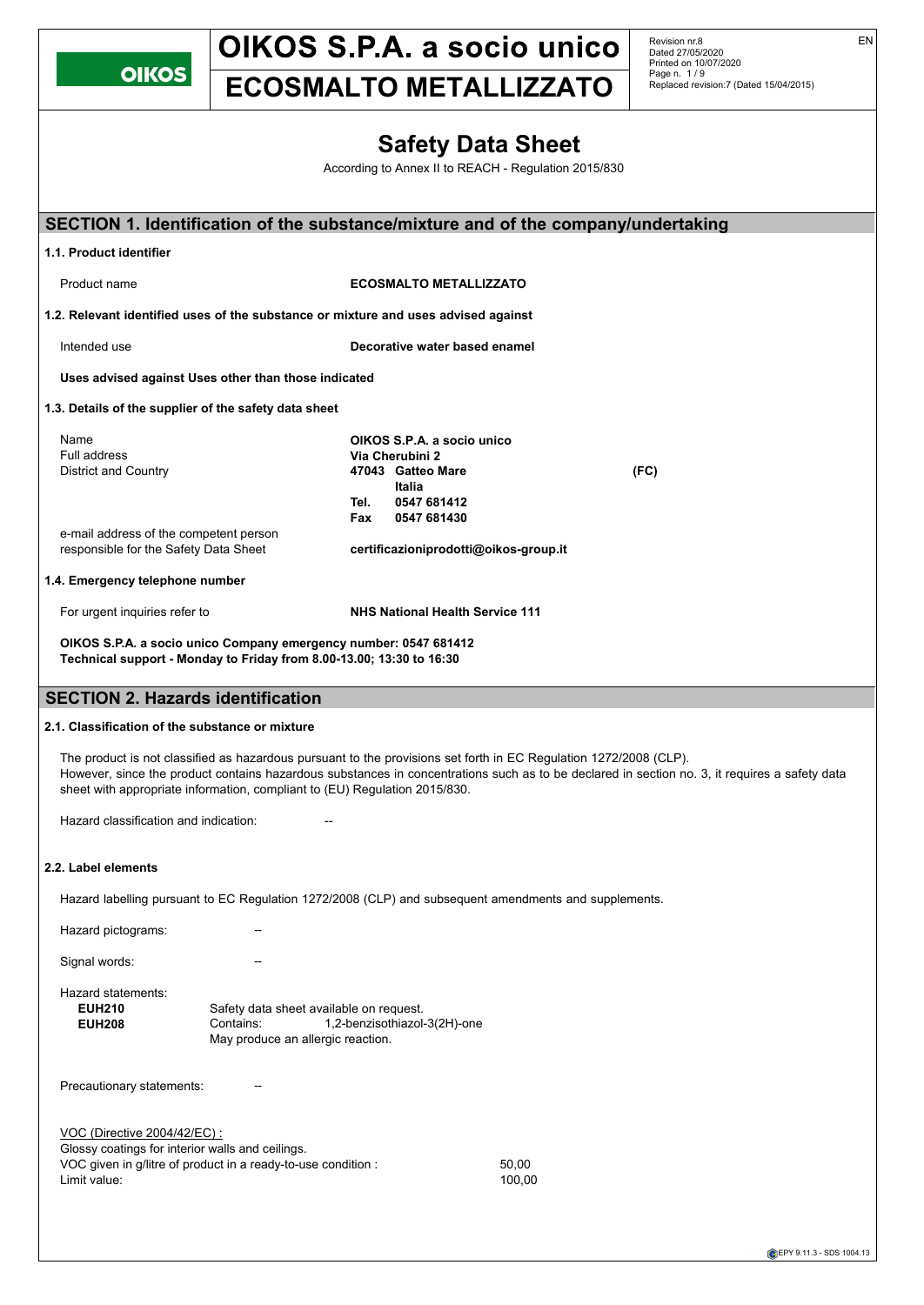# OIKOS S.P.A. a socio unico
# ECOSMALTO METALLIZZATO

Revision nr.8
Dated 27/05/2020
Printed on 10/07/2020
Replaced revision:7 (Dated 15/04/2015)

EN

## Safety Data Sheet

According to Annex II to REACH - Regulation 2015/830

## SECTION 1. Identification of the substance/mixture and of the company/undertaking

### 1.1. Product identifier

Product name **ECOSMALTO METALLIZZATO**

### 1.2. Relevant identified uses of the substance or mixture and uses advised against

Intended use **Decorative water based enamel**

**Uses advised against Uses other than those indicated**

### 1.3. Details of the supplier of the safety data sheet

| | |
|---|---|
| Name | **OIKOS S.P.A. a socio unico** |
| Full address | **Via Cherubini 2** |
| District and Country | **47043 Gatteo Mare (FC)** |
| | **Italia** |
| | **Tel. 0547 681412** |
| | **Fax 0547 681430** |
| e-mail address of the competent person responsible for the Safety Data Sheet | **certificazioniprodotti@oikos-group.it** |

### 1.4. Emergency telephone number

For urgent inquiries refer to **NHS National Health Service 111**

**OIKOS S.P.A. a socio unico Company emergency number: 0547 681412**
**Technical support - Monday to Friday from 8.00-13.00; 13:30 to 16:30**

## SECTION 2. Hazards identification

### 2.1. Classification of the substance or mixture

The product is not classified as hazardous pursuant to the provisions set forth in EC Regulation 1272/2008 (CLP).
However, since the product contains hazardous substances in concentrations such as to be declared in section no. 3, it requires a safety data sheet with appropriate information, compliant to (EU) Regulation 2015/830.

Hazard classification and indication: --

### 2.2. Label elements

Hazard labelling pursuant to EC Regulation 1272/2008 (CLP) and subsequent amendments and supplements.

Hazard pictograms: --

Signal words: --

Hazard statements:

**EUH210** Safety data sheet available on request.
**EUH208** Contains: 1,2-benzisothiazol-3(2H)-one
May produce an allergic reaction.

Precautionary statements: --

VOC (Directive 2004/42/EC) :
Glossy coatings for interior walls and ceilings.
VOC given in g/litre of product in a ready-to-use condition : 50,00
Limit value: 100,00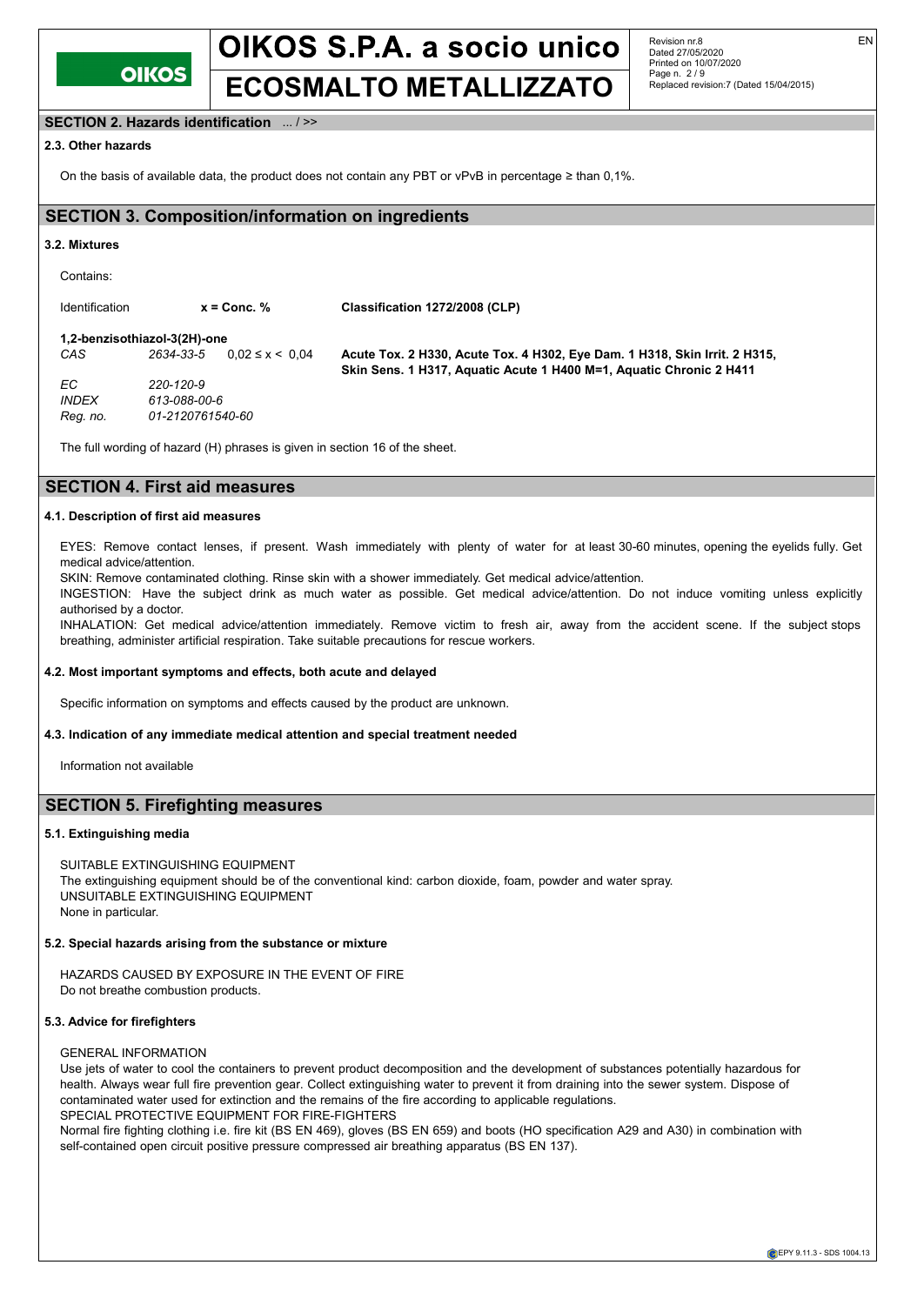## SECTION 2. Hazards identification ... / >>

### 2.3. Other hazards

On the basis of available data, the product does not contain any PBT or vPvB in percentage ≥ than 0,1%.

## SECTION 3. Composition/information on ingredients

### 3.2. Mixtures

Contains:

| Identification | | x = Conc. % | Classification 1272/2008 (CLP) |
|---|---|---|---|
| **1,2-benzisothiazol-3(2H)-one** | | | |
| *CAS* | *2634-33-5* | 0,02 ≤ x < 0,04 | **Acute Tox. 2 H330, Acute Tox. 4 H302, Eye Dam. 1 H318, Skin Irrit. 2 H315, Skin Sens. 1 H317, Aquatic Acute 1 H400 M=1, Aquatic Chronic 2 H411** |
| *EC* | *220-120-9* | | |
| *INDEX* | *613-088-00-6* | | |
| *Reg. no.* | *01-2120761540-60* | | |

The full wording of hazard (H) phrases is given in section 16 of the sheet.

## SECTION 4. First aid measures

### 4.1. Description of first aid measures

EYES: Remove contact lenses, if present. Wash immediately with plenty of water for at least 30-60 minutes, opening the eyelids fully. Get medical advice/attention.

SKIN: Remove contaminated clothing. Rinse skin with a shower immediately. Get medical advice/attention.

INGESTION: Have the subject drink as much water as possible. Get medical advice/attention. Do not induce vomiting unless explicitly authorised by a doctor.

INHALATION: Get medical advice/attention immediately. Remove victim to fresh air, away from the accident scene. If the subject stops breathing, administer artificial respiration. Take suitable precautions for rescue workers.

### 4.2. Most important symptoms and effects, both acute and delayed

Specific information on symptoms and effects caused by the product are unknown.

### 4.3. Indication of any immediate medical attention and special treatment needed

Information not available

## SECTION 5. Firefighting measures

### 5.1. Extinguishing media

SUITABLE EXTINGUISHING EQUIPMENT

The extinguishing equipment should be of the conventional kind: carbon dioxide, foam, powder and water spray.

UNSUITABLE EXTINGUISHING EQUIPMENT

None in particular.

### 5.2. Special hazards arising from the substance or mixture

HAZARDS CAUSED BY EXPOSURE IN THE EVENT OF FIRE

Do not breathe combustion products.

### 5.3. Advice for firefighters

GENERAL INFORMATION

Use jets of water to cool the containers to prevent product decomposition and the development of substances potentially hazardous for health. Always wear full fire prevention gear. Collect extinguishing water to prevent it from draining into the sewer system. Dispose of contaminated water used for extinction and the remains of the fire according to applicable regulations.

SPECIAL PROTECTIVE EQUIPMENT FOR FIRE-FIGHTERS

Normal fire fighting clothing i.e. fire kit (BS EN 469), gloves (BS EN 659) and boots (HO specification A29 and A30) in combination with self-contained open circuit positive pressure compressed air breathing apparatus (BS EN 137).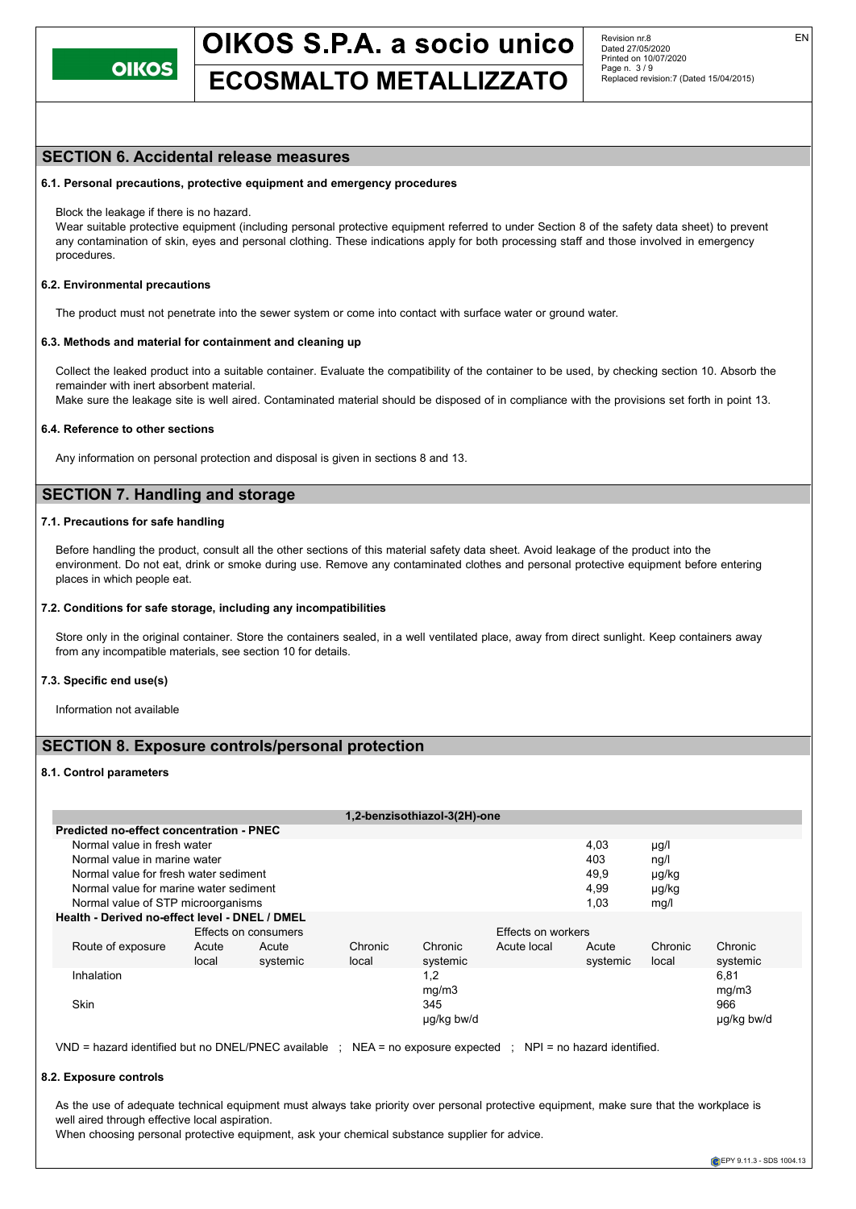## SECTION 6. Accidental release measures

### 6.1. Personal precautions, protective equipment and emergency procedures

Block the leakage if there is no hazard.
Wear suitable protective equipment (including personal protective equipment referred to under Section 8 of the safety data sheet) to prevent any contamination of skin, eyes and personal clothing. These indications apply for both processing staff and those involved in emergency procedures.

### 6.2. Environmental precautions

The product must not penetrate into the sewer system or come into contact with surface water or ground water.

### 6.3. Methods and material for containment and cleaning up

Collect the leaked product into a suitable container. Evaluate the compatibility of the container to be used, by checking section 10. Absorb the remainder with inert absorbent material.
Make sure the leakage site is well aired. Contaminated material should be disposed of in compliance with the provisions set forth in point 13.

### 6.4. Reference to other sections

Any information on personal protection and disposal is given in sections 8 and 13.

## SECTION 7. Handling and storage

### 7.1. Precautions for safe handling

Before handling the product, consult all the other sections of this material safety data sheet. Avoid leakage of the product into the environment. Do not eat, drink or smoke during use. Remove any contaminated clothes and personal protective equipment before entering places in which people eat.

### 7.2. Conditions for safe storage, including any incompatibilities

Store only in the original container. Store the containers sealed, in a well ventilated place, away from direct sunlight. Keep containers away from any incompatible materials, see section 10 for details.

### 7.3. Specific end use(s)

Information not available

## SECTION 8. Exposure controls/personal protection

### 8.1. Control parameters

**1,2-benzisothiazol-3(2H)-one**

| Predicted no-effect concentration - PNEC | | |
|---|---|---|
| Normal value in fresh water | 4,03 | µg/l |
| Normal value in marine water | 403 | ng/l |
| Normal value for fresh water sediment | 49,9 | µg/kg |
| Normal value for marine water sediment | 4,99 | µg/kg |
| Normal value of STP microorganisms | 1,03 | mg/l |

**Health - Derived no-effect level - DNEL / DMEL**

| | Effects on consumers | | | | Effects on workers | | | |
|---|---|---|---|---|---|---|---|---|
| Route of exposure | Acute local | Acute systemic | Chronic local | Chronic systemic | Acute local | Acute systemic | Chronic local | Chronic systemic |
| Inhalation | | | | 1,2 mg/m3 | | | | 6,81 mg/m3 |
| Skin | | | | 345 µg/kg bw/d | | | | 966 µg/kg bw/d |

VND = hazard identified but no DNEL/PNEC available ; NEA = no exposure expected ; NPI = no hazard identified.

### 8.2. Exposure controls

As the use of adequate technical equipment must always take priority over personal protective equipment, make sure that the workplace is well aired through effective local aspiration.
When choosing personal protective equipment, ask your chemical substance supplier for advice.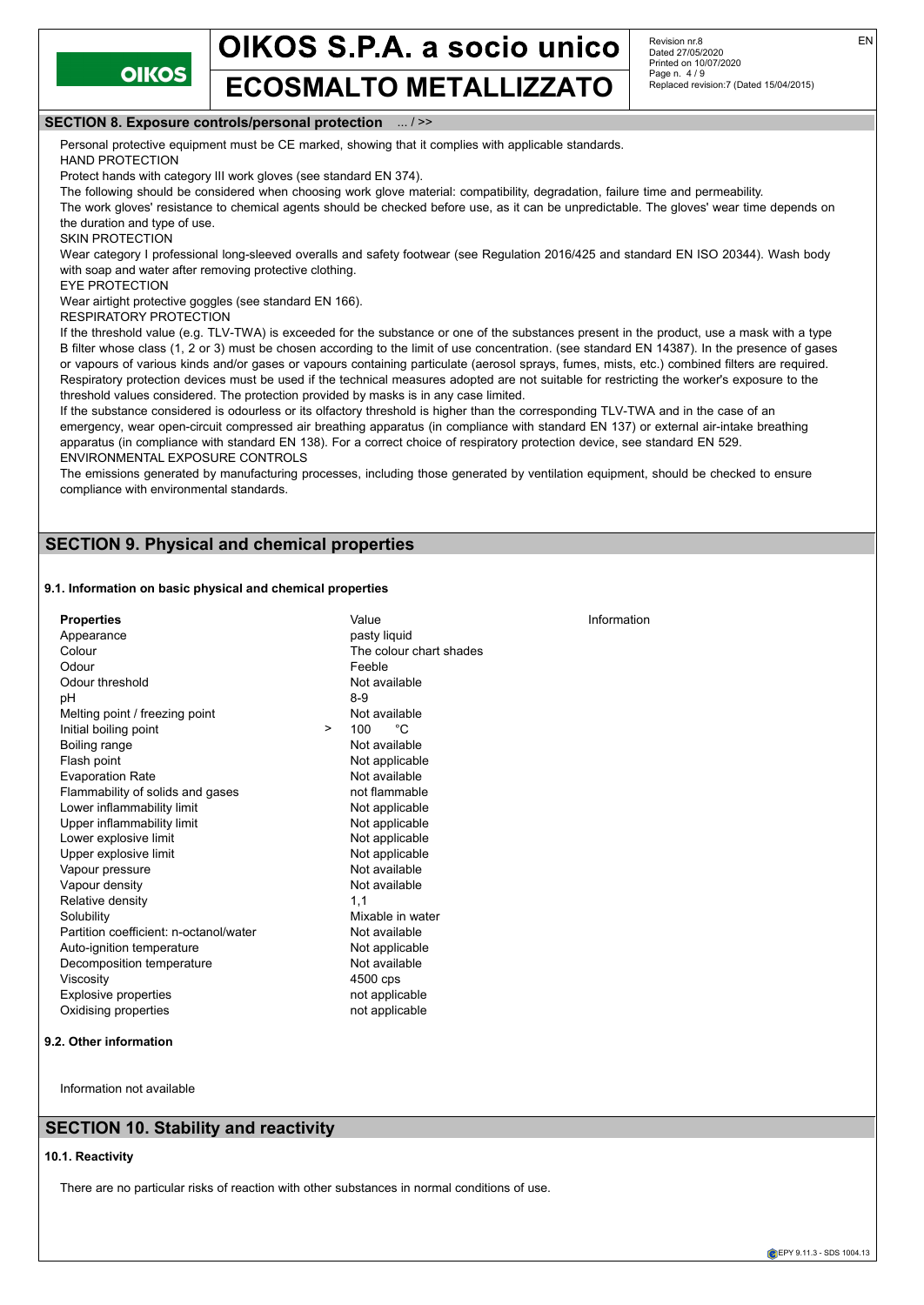## SECTION 8. Exposure controls/personal protection ... / >>

Personal protective equipment must be CE marked, showing that it complies with applicable standards.

HAND PROTECTION

Protect hands with category III work gloves (see standard EN 374).

The following should be considered when choosing work glove material: compatibility, degradation, failure time and permeability.

The work gloves' resistance to chemical agents should be checked before use, as it can be unpredictable. The gloves' wear time depends on the duration and type of use.

SKIN PROTECTION

Wear category I professional long-sleeved overalls and safety footwear (see Regulation 2016/425 and standard EN ISO 20344). Wash body with soap and water after removing protective clothing.

EYE PROTECTION

Wear airtight protective goggles (see standard EN 166).

RESPIRATORY PROTECTION

If the threshold value (e.g. TLV-TWA) is exceeded for the substance or one of the substances present in the product, use a mask with a type B filter whose class (1, 2 or 3) must be chosen according to the limit of use concentration. (see standard EN 14387). In the presence of gases or vapours of various kinds and/or gases or vapours containing particulate (aerosol sprays, fumes, mists, etc.) combined filters are required. Respiratory protection devices must be used if the technical measures adopted are not suitable for restricting the worker's exposure to the threshold values considered. The protection provided by masks is in any case limited.

If the substance considered is odourless or its olfactory threshold is higher than the corresponding TLV-TWA and in the case of an emergency, wear open-circuit compressed air breathing apparatus (in compliance with standard EN 137) or external air-intake breathing apparatus (in compliance with standard EN 138). For a correct choice of respiratory protection device, see standard EN 529.

ENVIRONMENTAL EXPOSURE CONTROLS

The emissions generated by manufacturing processes, including those generated by ventilation equipment, should be checked to ensure compliance with environmental standards.

## SECTION 9. Physical and chemical properties

### 9.1. Information on basic physical and chemical properties

| Properties | Value | Information |
|---|---|---|
| Appearance | pasty liquid | |
| Colour | The colour chart shades | |
| Odour | Feeble | |
| Odour threshold | Not available | |
| pH | 8-9 | |
| Melting point / freezing point | Not available | |
| Initial boiling point | > 100 °C | |
| Boiling range | Not available | |
| Flash point | Not applicable | |
| Evaporation Rate | Not available | |
| Flammability of solids and gases | not flammable | |
| Lower inflammability limit | Not applicable | |
| Upper inflammability limit | Not applicable | |
| Lower explosive limit | Not applicable | |
| Upper explosive limit | Not applicable | |
| Vapour pressure | Not available | |
| Vapour density | Not available | |
| Relative density | 1,1 | |
| Solubility | Mixable in water | |
| Partition coefficient: n-octanol/water | Not available | |
| Auto-ignition temperature | Not applicable | |
| Decomposition temperature | Not available | |
| Viscosity | 4500 cps | |
| Explosive properties | not applicable | |
| Oxidising properties | not applicable | |

### 9.2. Other information

Information not available

## SECTION 10. Stability and reactivity

### 10.1. Reactivity

There are no particular risks of reaction with other substances in normal conditions of use.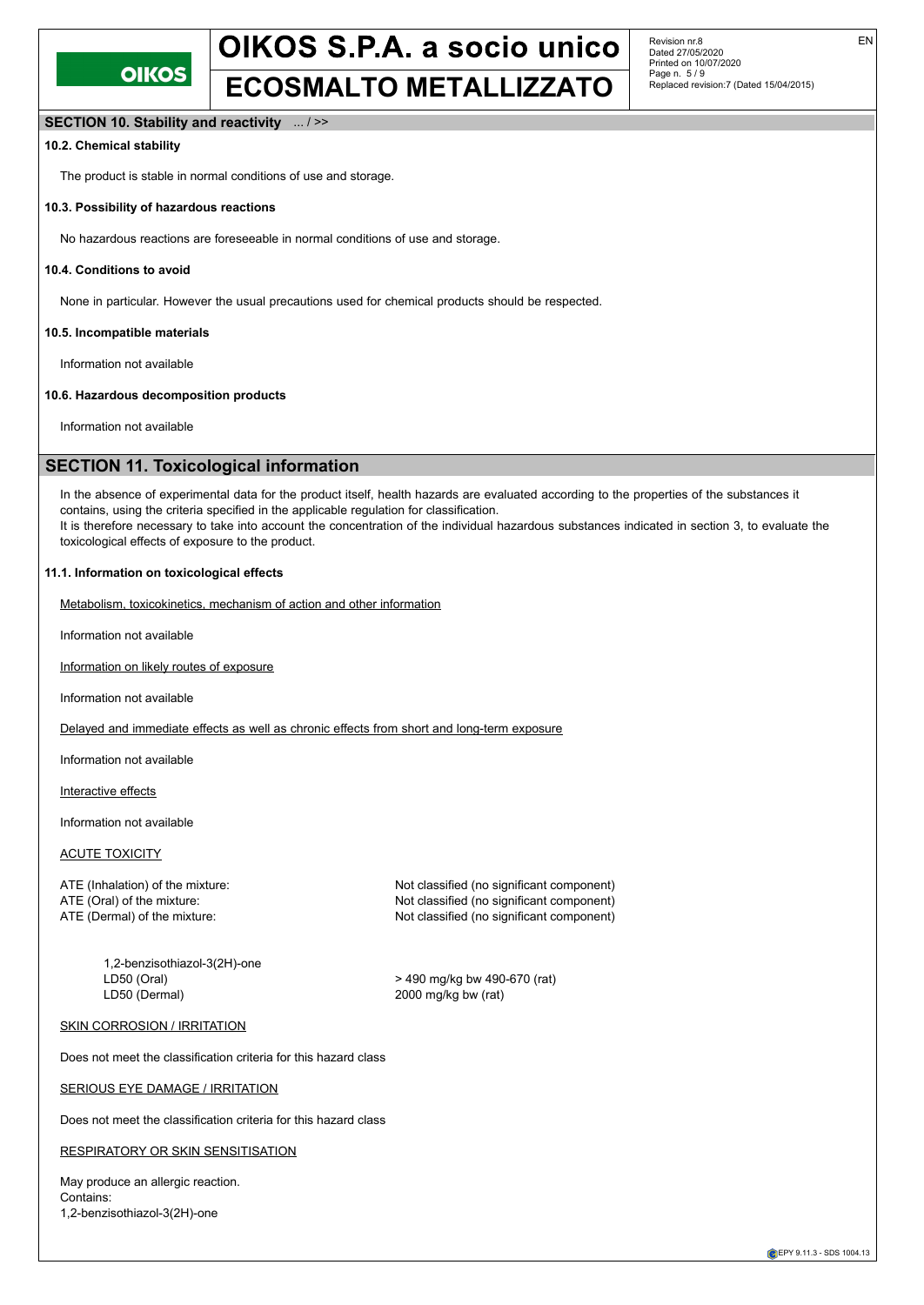## SECTION 10. Stability and reactivity ... / >>

### 10.2. Chemical stability

The product is stable in normal conditions of use and storage.

### 10.3. Possibility of hazardous reactions

No hazardous reactions are foreseeable in normal conditions of use and storage.

### 10.4. Conditions to avoid

None in particular. However the usual precautions used for chemical products should be respected.

### 10.5. Incompatible materials

Information not available

### 10.6. Hazardous decomposition products

Information not available

## SECTION 11. Toxicological information

In the absence of experimental data for the product itself, health hazards are evaluated according to the properties of the substances it contains, using the criteria specified in the applicable regulation for classification.
It is therefore necessary to take into account the concentration of the individual hazardous substances indicated in section 3, to evaluate the toxicological effects of exposure to the product.

### 11.1. Information on toxicological effects

Metabolism, toxicokinetics, mechanism of action and other information

Information not available

Information on likely routes of exposure

Information not available

Delayed and immediate effects as well as chronic effects from short and long-term exposure

Information not available

Interactive effects

Information not available

ACUTE TOXICITY

| | |
|---|---|
| ATE (Inhalation) of the mixture: | Not classified (no significant component) |
| ATE (Oral) of the mixture: | Not classified (no significant component) |
| ATE (Dermal) of the mixture: | Not classified (no significant component) |

1,2-benzisothiazol-3(2H)-one

| | |
|---|---|
| LD50 (Oral) | > 490 mg/kg bw 490-670 (rat) |
| LD50 (Dermal) | 2000 mg/kg bw (rat) |

SKIN CORROSION / IRRITATION

Does not meet the classification criteria for this hazard class

SERIOUS EYE DAMAGE / IRRITATION

Does not meet the classification criteria for this hazard class

RESPIRATORY OR SKIN SENSITISATION

May produce an allergic reaction.
Contains:
1,2-benzisothiazol-3(2H)-one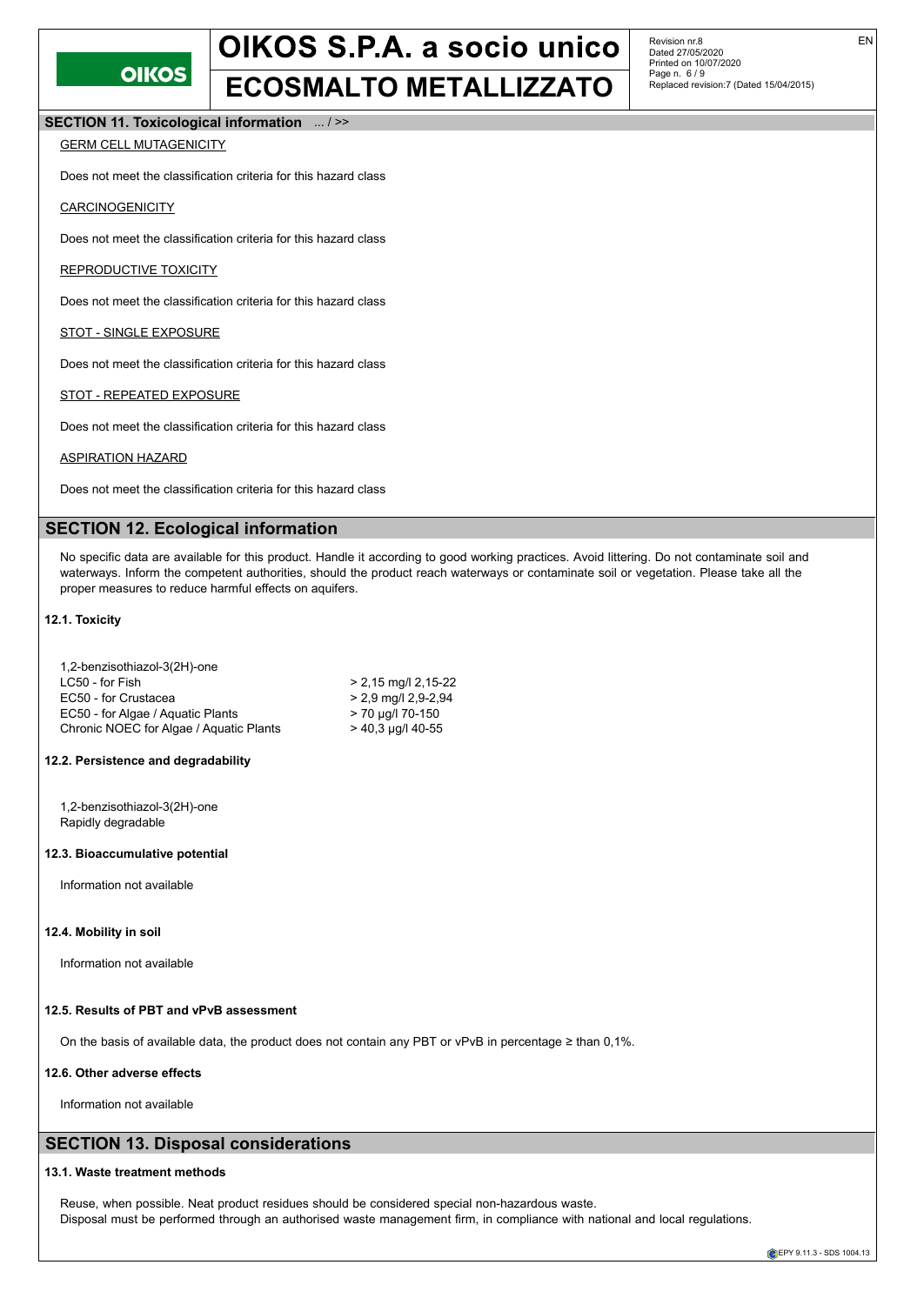## SECTION 11. Toxicological information ... / >>

GERM CELL MUTAGENICITY

Does not meet the classification criteria for this hazard class

CARCINOGENICITY

Does not meet the classification criteria for this hazard class

REPRODUCTIVE TOXICITY

Does not meet the classification criteria for this hazard class

STOT - SINGLE EXPOSURE

Does not meet the classification criteria for this hazard class

STOT - REPEATED EXPOSURE

Does not meet the classification criteria for this hazard class

ASPIRATION HAZARD

Does not meet the classification criteria for this hazard class

## SECTION 12. Ecological information

No specific data are available for this product. Handle it according to good working practices. Avoid littering. Do not contaminate soil and waterways. Inform the competent authorities, should the product reach waterways or contaminate soil or vegetation. Please take all the proper measures to reduce harmful effects on aquifers.

### 12.1. Toxicity

| 1,2-benzisothiazol-3(2H)-one | |
|---|---|
| LC50 - for Fish | > 2,15 mg/l 2,15-22 |
| EC50 - for Crustacea | > 2,9 mg/l 2,9-2,94 |
| EC50 - for Algae / Aquatic Plants | > 70 µg/l 70-150 |
| Chronic NOEC for Algae / Aquatic Plants | > 40,3 µg/l 40-55 |

### 12.2. Persistence and degradability

1,2-benzisothiazol-3(2H)-one
Rapidly degradable

### 12.3. Bioaccumulative potential

Information not available

### 12.4. Mobility in soil

Information not available

### 12.5. Results of PBT and vPvB assessment

On the basis of available data, the product does not contain any PBT or vPvB in percentage ≥ than 0,1%.

### 12.6. Other adverse effects

Information not available

## SECTION 13. Disposal considerations

### 13.1. Waste treatment methods

Reuse, when possible. Neat product residues should be considered special non-hazardous waste.
Disposal must be performed through an authorised waste management firm, in compliance with national and local regulations.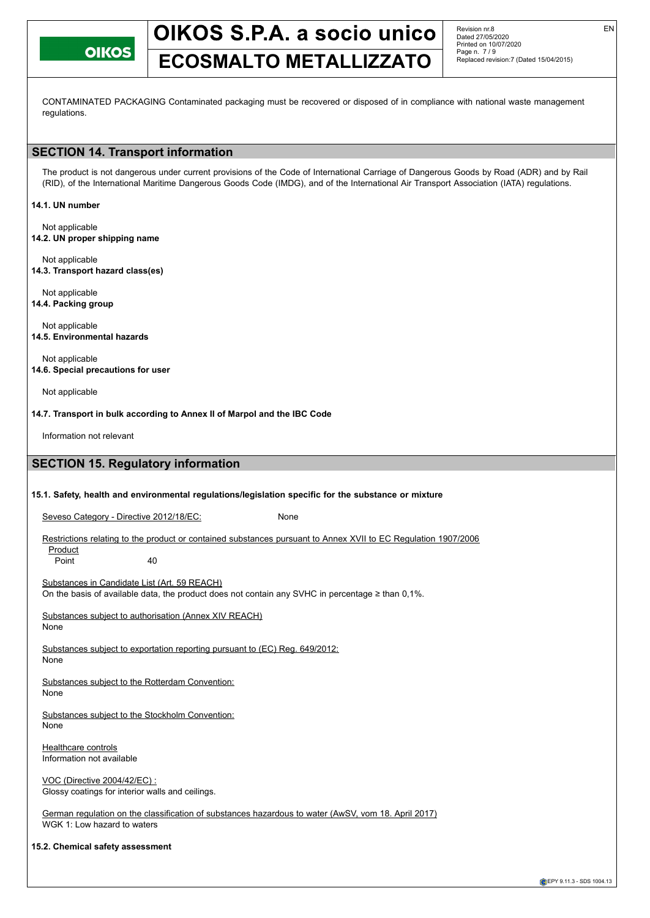CONTAMINATED PACKAGING Contaminated packaging must be recovered or disposed of in compliance with national waste management regulations.

## SECTION 14. Transport information

The product is not dangerous under current provisions of the Code of International Carriage of Dangerous Goods by Road (ADR) and by Rail (RID), of the International Maritime Dangerous Goods Code (IMDG), and of the International Air Transport Association (IATA) regulations.

**14.1. UN number**

Not applicable

**14.2. UN proper shipping name**

Not applicable

**14.3. Transport hazard class(es)**

Not applicable

**14.4. Packing group**

Not applicable

**14.5. Environmental hazards**

Not applicable

**14.6. Special precautions for user**

Not applicable

**14.7. Transport in bulk according to Annex II of Marpol and the IBC Code**

Information not relevant

## SECTION 15. Regulatory information

**15.1. Safety, health and environmental regulations/legislation specific for the substance or mixture**

Seveso Category - Directive 2012/18/EC: None

Restrictions relating to the product or contained substances pursuant to Annex XVII to EC Regulation 1907/2006

Product
Point 40

Substances in Candidate List (Art. 59 REACH)
On the basis of available data, the product does not contain any SVHC in percentage ≥ than 0,1%.

Substances subject to authorisation (Annex XIV REACH)
None

Substances subject to exportation reporting pursuant to (EC) Reg. 649/2012:
None

Substances subject to the Rotterdam Convention:
None

Substances subject to the Stockholm Convention:
None

Healthcare controls
Information not available

VOC (Directive 2004/42/EC) :
Glossy coatings for interior walls and ceilings.

German regulation on the classification of substances hazardous to water (AwSV, vom 18. April 2017)
WGK 1: Low hazard to waters

**15.2. Chemical safety assessment**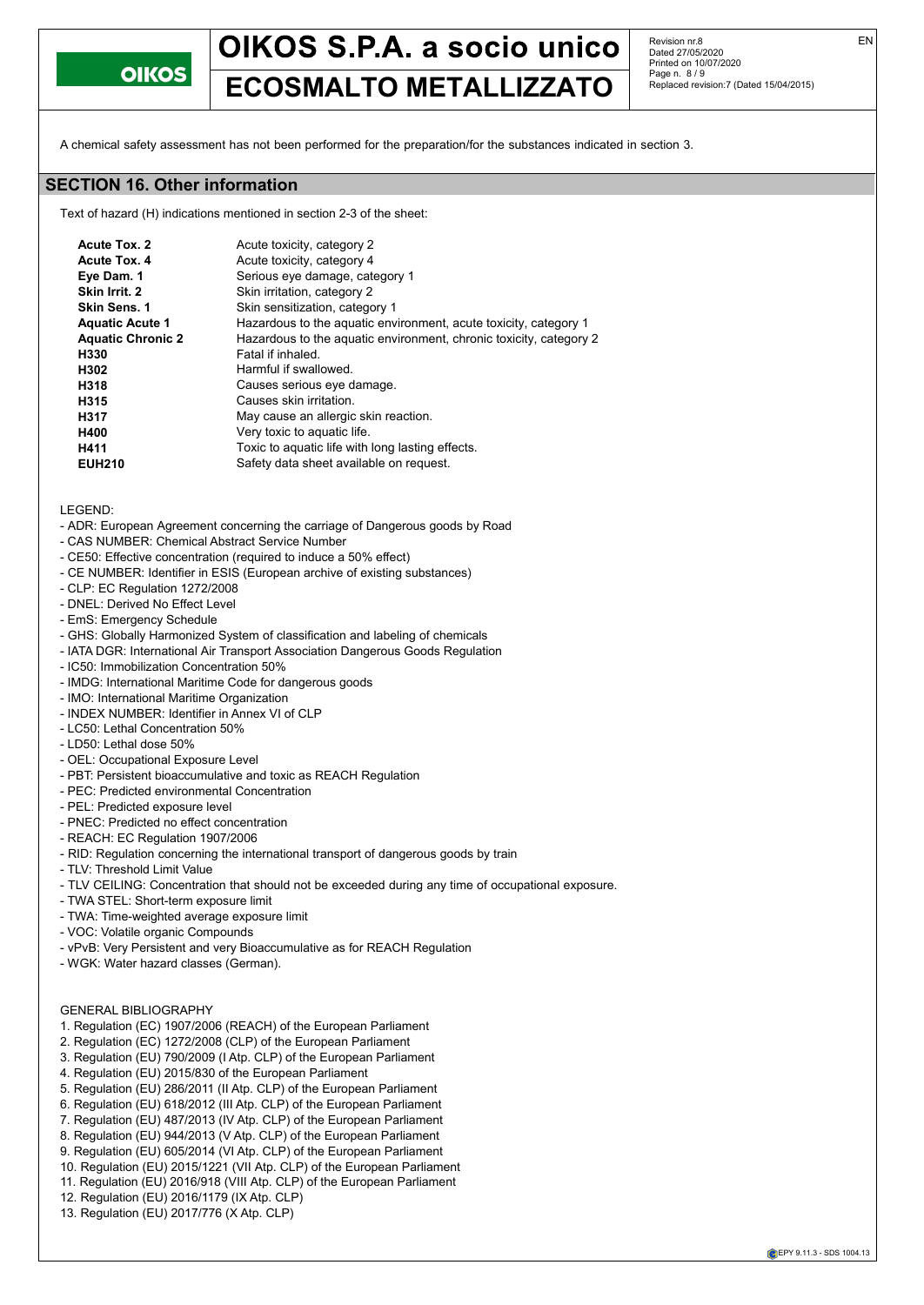A chemical safety assessment has not been performed for the preparation/for the substances indicated in section 3.

## SECTION 16. Other information

Text of hazard (H) indications mentioned in section 2-3 of the sheet:

| | |
|---|---|
| **Acute Tox. 2** | Acute toxicity, category 2 |
| **Acute Tox. 4** | Acute toxicity, category 4 |
| **Eye Dam. 1** | Serious eye damage, category 1 |
| **Skin Irrit. 2** | Skin irritation, category 2 |
| **Skin Sens. 1** | Skin sensitization, category 1 |
| **Aquatic Acute 1** | Hazardous to the aquatic environment, acute toxicity, category 1 |
| **Aquatic Chronic 2** | Hazardous to the aquatic environment, chronic toxicity, category 2 |
| **H330** | Fatal if inhaled. |
| **H302** | Harmful if swallowed. |
| **H318** | Causes serious eye damage. |
| **H315** | Causes skin irritation. |
| **H317** | May cause an allergic skin reaction. |
| **H400** | Very toxic to aquatic life. |
| **H411** | Toxic to aquatic life with long lasting effects. |
| **EUH210** | Safety data sheet available on request. |

LEGEND:
- ADR: European Agreement concerning the carriage of Dangerous goods by Road
- CAS NUMBER: Chemical Abstract Service Number
- CE50: Effective concentration (required to induce a 50% effect)
- CE NUMBER: Identifier in ESIS (European archive of existing substances)
- CLP: EC Regulation 1272/2008
- DNEL: Derived No Effect Level
- EmS: Emergency Schedule
- GHS: Globally Harmonized System of classification and labeling of chemicals
- IATA DGR: International Air Transport Association Dangerous Goods Regulation
- IC50: Immobilization Concentration 50%
- IMDG: International Maritime Code for dangerous goods
- IMO: International Maritime Organization
- INDEX NUMBER: Identifier in Annex VI of CLP
- LC50: Lethal Concentration 50%
- LD50: Lethal dose 50%
- OEL: Occupational Exposure Level
- PBT: Persistent bioaccumulative and toxic as REACH Regulation
- PEC: Predicted environmental Concentration
- PEL: Predicted exposure level
- PNEC: Predicted no effect concentration
- REACH: EC Regulation 1907/2006
- RID: Regulation concerning the international transport of dangerous goods by train
- TLV: Threshold Limit Value
- TLV CEILING: Concentration that should not be exceeded during any time of occupational exposure.
- TWA STEL: Short-term exposure limit
- TWA: Time-weighted average exposure limit
- VOC: Volatile organic Compounds
- vPvB: Very Persistent and very Bioaccumulative as for REACH Regulation
- WGK: Water hazard classes (German).

GENERAL BIBLIOGRAPHY
1. Regulation (EC) 1907/2006 (REACH) of the European Parliament
2. Regulation (EC) 1272/2008 (CLP) of the European Parliament
3. Regulation (EU) 790/2009 (I Atp. CLP) of the European Parliament
4. Regulation (EU) 2015/830 of the European Parliament
5. Regulation (EU) 286/2011 (II Atp. CLP) of the European Parliament
6. Regulation (EU) 618/2012 (III Atp. CLP) of the European Parliament
7. Regulation (EU) 487/2013 (IV Atp. CLP) of the European Parliament
8. Regulation (EU) 944/2013 (V Atp. CLP) of the European Parliament
9. Regulation (EU) 605/2014 (VI Atp. CLP) of the European Parliament
10. Regulation (EU) 2015/1221 (VII Atp. CLP) of the European Parliament
11. Regulation (EU) 2016/918 (VIII Atp. CLP) of the European Parliament
12. Regulation (EU) 2016/1179 (IX Atp. CLP)
13. Regulation (EU) 2017/776 (X Atp. CLP)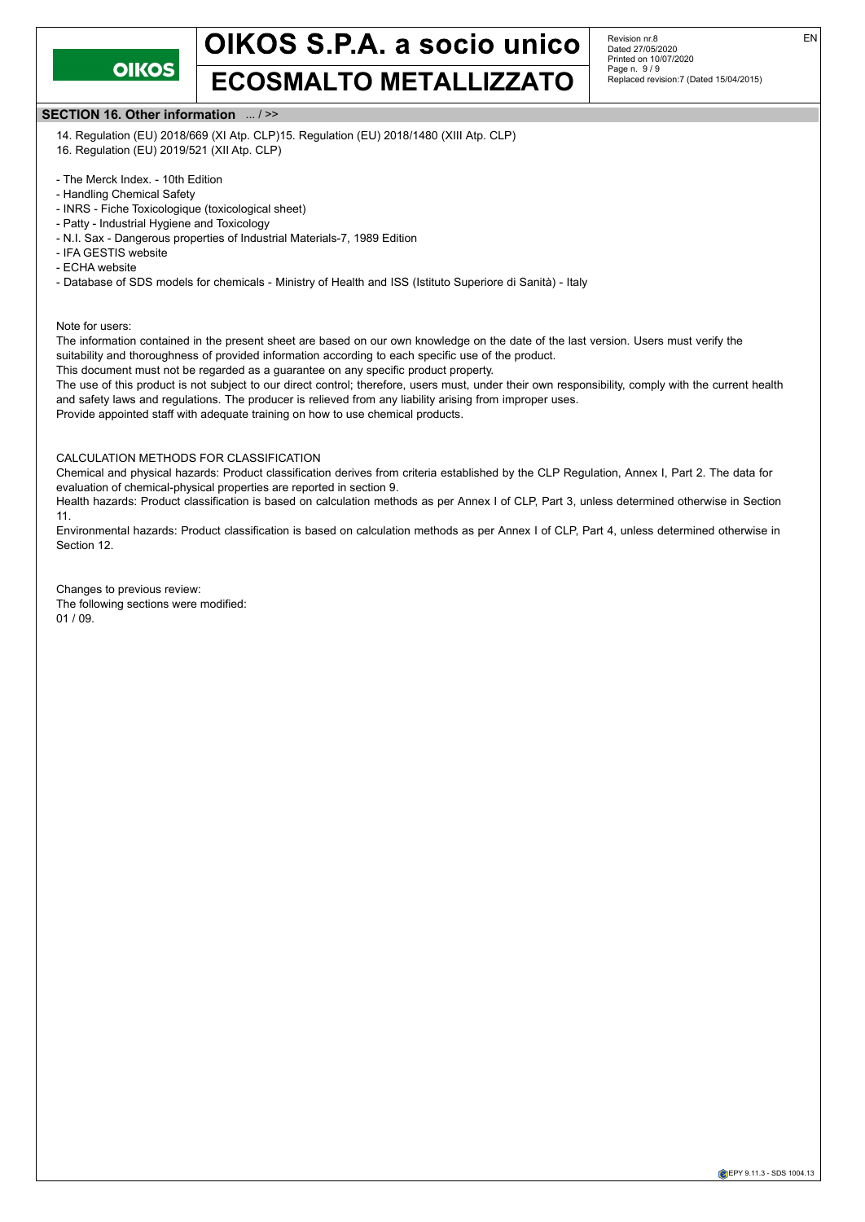## SECTION 16. Other information ... / >>

14. Regulation (EU) 2018/669 (XI Atp. CLP)15. Regulation (EU) 2018/1480 (XIII Atp. CLP)
16. Regulation (EU) 2019/521 (XII Atp. CLP)

- The Merck Index. - 10th Edition
- Handling Chemical Safety
- INRS - Fiche Toxicologique (toxicological sheet)
- Patty - Industrial Hygiene and Toxicology
- N.I. Sax - Dangerous properties of Industrial Materials-7, 1989 Edition
- IFA GESTIS website
- ECHA website
- Database of SDS models for chemicals - Ministry of Health and ISS (Istituto Superiore di Sanità) - Italy

Note for users:
The information contained in the present sheet are based on our own knowledge on the date of the last version. Users must verify the suitability and thoroughness of provided information according to each specific use of the product.
This document must not be regarded as a guarantee on any specific product property.
The use of this product is not subject to our direct control; therefore, users must, under their own responsibility, comply with the current health and safety laws and regulations. The producer is relieved from any liability arising from improper uses.
Provide appointed staff with adequate training on how to use chemical products.

CALCULATION METHODS FOR CLASSIFICATION
Chemical and physical hazards: Product classification derives from criteria established by the CLP Regulation, Annex I, Part 2. The data for evaluation of chemical-physical properties are reported in section 9.
Health hazards: Product classification is based on calculation methods as per Annex I of CLP, Part 3, unless determined otherwise in Section 11.
Environmental hazards: Product classification is based on calculation methods as per Annex I of CLP, Part 4, unless determined otherwise in Section 12.

Changes to previous review:
The following sections were modified:
01 / 09.